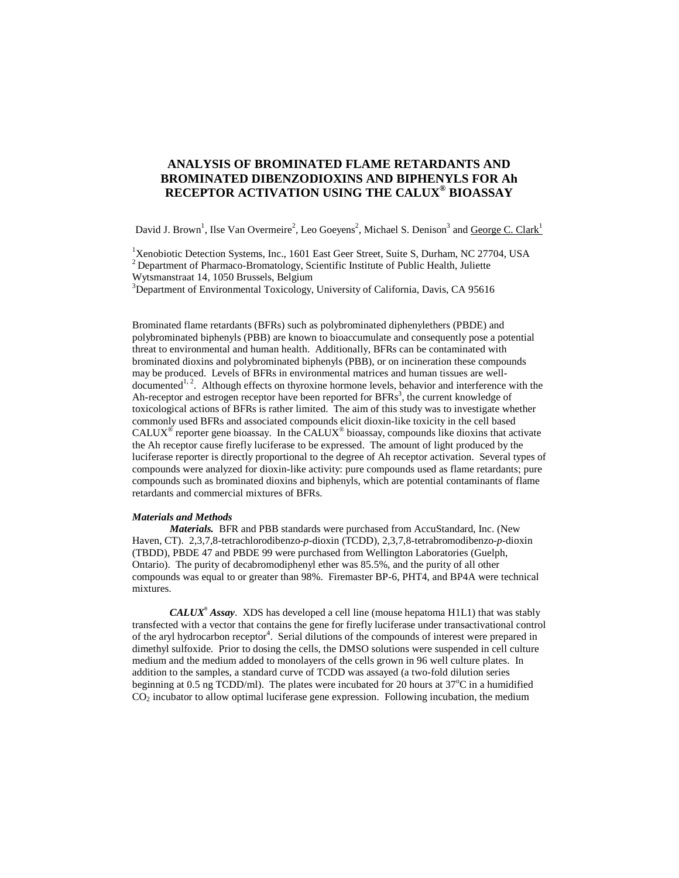# ANALYSIS OF BROMINATED FLAME RETARDANTS AND BROMINATED DIBENZODIOXINS AND BIPHENYLS FOR Ah RECEPTOR ACTIVATION USING THE CALUX® BIOASSAY

David J. Brown[1], Ilse Van Overmeire[2], Leo Goeyens[2], Michael S. Denison[3] and George C. Clark[1]

[1]Xenobiotic Detection Systems, Inc., 1601 East Geer Street, Suite S, Durham, NC 27704, USA
[2] Department of Pharmaco-Bromatology, Scientific Institute of Public Health, Juliette Wytsmanstraat 14, 1050 Brussels, Belgium
[3]Department of Environmental Toxicology, University of California, Davis, CA 95616

Brominated flame retardants (BFRs) such as polybrominated diphenylethers (PBDE) and polybrominated biphenyls (PBB) are known to bioaccumulate and consequently pose a potential threat to environmental and human health. Additionally, BFRs can be contaminated with brominated dioxins and polybrominated biphenyls (PBB), or on incineration these compounds may be produced. Levels of BFRs in environmental matrices and human tissues are well-documented[1, 2]. Although effects on thyroxine hormone levels, behavior and interference with the Ah-receptor and estrogen receptor have been reported for BFRs[3], the current knowledge of toxicological actions of BFRs is rather limited. The aim of this study was to investigate whether commonly used BFRs and associated compounds elicit dioxin-like toxicity in the cell based CALUX® reporter gene bioassay. In the CALUX® bioassay, compounds like dioxins that activate the Ah receptor cause firefly luciferase to be expressed. The amount of light produced by the luciferase reporter is directly proportional to the degree of Ah receptor activation. Several types of compounds were analyzed for dioxin-like activity: pure compounds used as flame retardants; pure compounds such as brominated dioxins and biphenyls, which are potential contaminants of flame retardants and commercial mixtures of BFRs.

### *Materials and Methods*

***Materials.*** BFR and PBB standards were purchased from AccuStandard, Inc. (New Haven, CT). 2,3,7,8-tetrachlorodibenzo-*p*-dioxin (TCDD), 2,3,7,8-tetrabromodibenzo-*p*-dioxin (TBDD), PBDE 47 and PBDE 99 were purchased from Wellington Laboratories (Guelph, Ontario). The purity of decabromodiphenyl ether was 85.5%, and the purity of all other compounds was equal to or greater than 98%. Firemaster BP-6, PHT4, and BP4A were technical mixtures.

***CALUX® Assay***. XDS has developed a cell line (mouse hepatoma H1L1) that was stably transfected with a vector that contains the gene for firefly luciferase under transactivational control of the aryl hydrocarbon receptor[4]. Serial dilutions of the compounds of interest were prepared in dimethyl sulfoxide. Prior to dosing the cells, the DMSO solutions were suspended in cell culture medium and the medium added to monolayers of the cells grown in 96 well culture plates. In addition to the samples, a standard curve of TCDD was assayed (a two-fold dilution series beginning at 0.5 ng TCDD/ml). The plates were incubated for 20 hours at 37°C in a humidified $CO_2$ incubator to allow optimal luciferase gene expression. Following incubation, the medium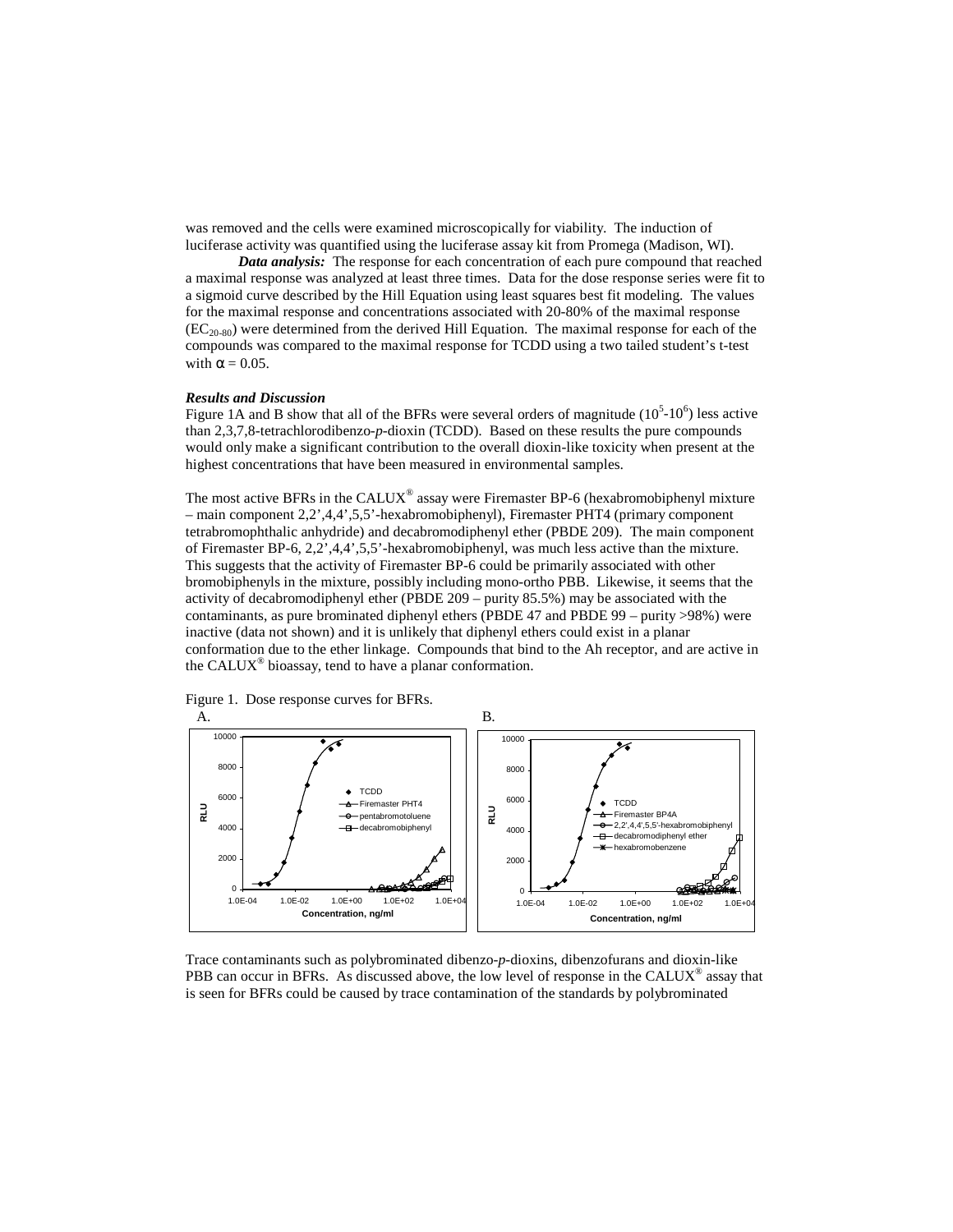was removed and the cells were examined microscopically for viability. The induction of luciferase activity was quantified using the luciferase assay kit from Promega (Madison, WI).

***Data analysis:*** The response for each concentration of each pure compound that reached a maximal response was analyzed at least three times. Data for the dose response series were fit to a sigmoid curve described by the Hill Equation using least squares best fit modeling. The values for the maximal response and concentrations associated with 20-80% of the maximal response ($EC_{20\text{-}80}$) were determined from the derived Hill Equation. The maximal response for each of the compounds was compared to the maximal response for TCDD using a two tailed student's t-test with $\alpha = 0.05$.

***Results and Discussion***

Figure 1A and B show that all of the BFRs were several orders of magnitude ($10^5$-$10^6$) less active than 2,3,7,8-tetrachlorodibenzo-*p*-dioxin (TCDD). Based on these results the pure compounds would only make a significant contribution to the overall dioxin-like toxicity when present at the highest concentrations that have been measured in environmental samples.

The most active BFRs in the CALUX® assay were Firemaster BP-6 (hexabromobiphenyl mixture – main component 2,2',4,4',5,5'-hexabromobiphenyl), Firemaster PHT4 (primary component tetrabromophthalic anhydride) and decabromodiphenyl ether (PBDE 209). The main component of Firemaster BP-6, 2,2',4,4',5,5'-hexabromobiphenyl, was much less active than the mixture. This suggests that the activity of Firemaster BP-6 could be primarily associated with other bromobiphenyls in the mixture, possibly including mono-ortho PBB. Likewise, it seems that the activity of decabromodiphenyl ether (PBDE 209 – purity 85.5%) may be associated with the contaminants, as pure brominated diphenyl ethers (PBDE 47 and PBDE 99 – purity >98%) were inactive (data not shown) and it is unlikely that diphenyl ethers could exist in a planar conformation due to the ether linkage. Compounds that bind to the Ah receptor, and are active in the CALUX® bioassay, tend to have a planar conformation.

Figure 1. Dose response curves for BFRs.

Trace contaminants such as polybrominated dibenzo-*p*-dioxins, dibenzofurans and dioxin-like PBB can occur in BFRs. As discussed above, the low level of response in the CALUX® assay that is seen for BFRs could be caused by trace contamination of the standards by polybrominated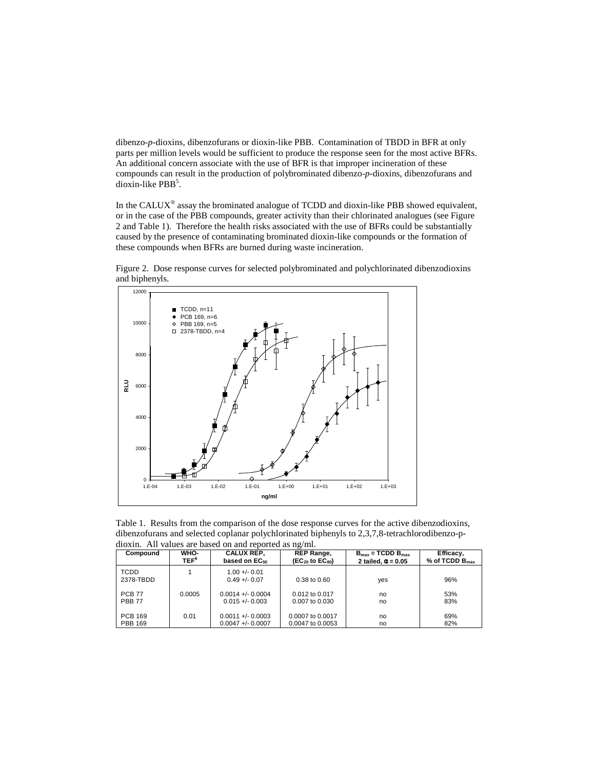dibenzo-*p*-dioxins, dibenzofurans or dioxin-like PBB. Contamination of TBDD in BFR at only parts per million levels would be sufficient to produce the response seen for the most active BFRs. An additional concern associate with the use of BFR is that improper incineration of these compounds can result in the production of polybrominated dibenzo-*p*-dioxins, dibenzofurans and dioxin-like PBB[5].

In the CALUX® assay the brominated analogue of TCDD and dioxin-like PBB showed equivalent, or in the case of the PBB compounds, greater activity than their chlorinated analogues (see Figure 2 and Table 1). Therefore the health risks associated with the use of BFRs could be substantially caused by the presence of contaminating brominated dioxin-like compounds or the formation of these compounds when BFRs are burned during waste incineration.

Figure 2. Dose response curves for selected polybrominated and polychlorinated dibenzodioxins and biphenyls.

Table 1. Results from the comparison of the dose response curves for the active dibenzodioxins, dibenzofurans and selected coplanar polychlorinated biphenyls to 2,3,7,8-tetrachlorodibenzo-p-dioxin. All values are based on and reported as ng/ml.

| Compound | WHO-TEF[6] | CALUX REP, based on $EC_{50}$ | REP Range, ($EC_{20}$ to $EC_{80}$) | $B_{max}$ = TCDD $B_{max}$ 2 tailed, $\alpha = 0.05$ | Efficacy, % of TCDD $B_{max}$ |
|---|---|---|---|---|---|
| TCDD | 1 | 1.00 +/- 0.01 | | | |
| 2378-TBDD | | 0.49 +/- 0.07 | 0.38 to 0.60 | yes | 96% |
| PCB 77 | 0.0005 | 0.0014 +/- 0.0004 | 0.012 to 0.017 | no | 53% |
| PBB 77 | | 0.015 +/- 0.003 | 0.007 to 0.030 | no | 83% |
| PCB 169 | 0.01 | 0.0011 +/- 0.0003 | 0.0007 to 0.0017 | no | 69% |
| PBB 169 | | 0.0047 +/- 0.0007 | 0.0047 to 0.0053 | no | 82% |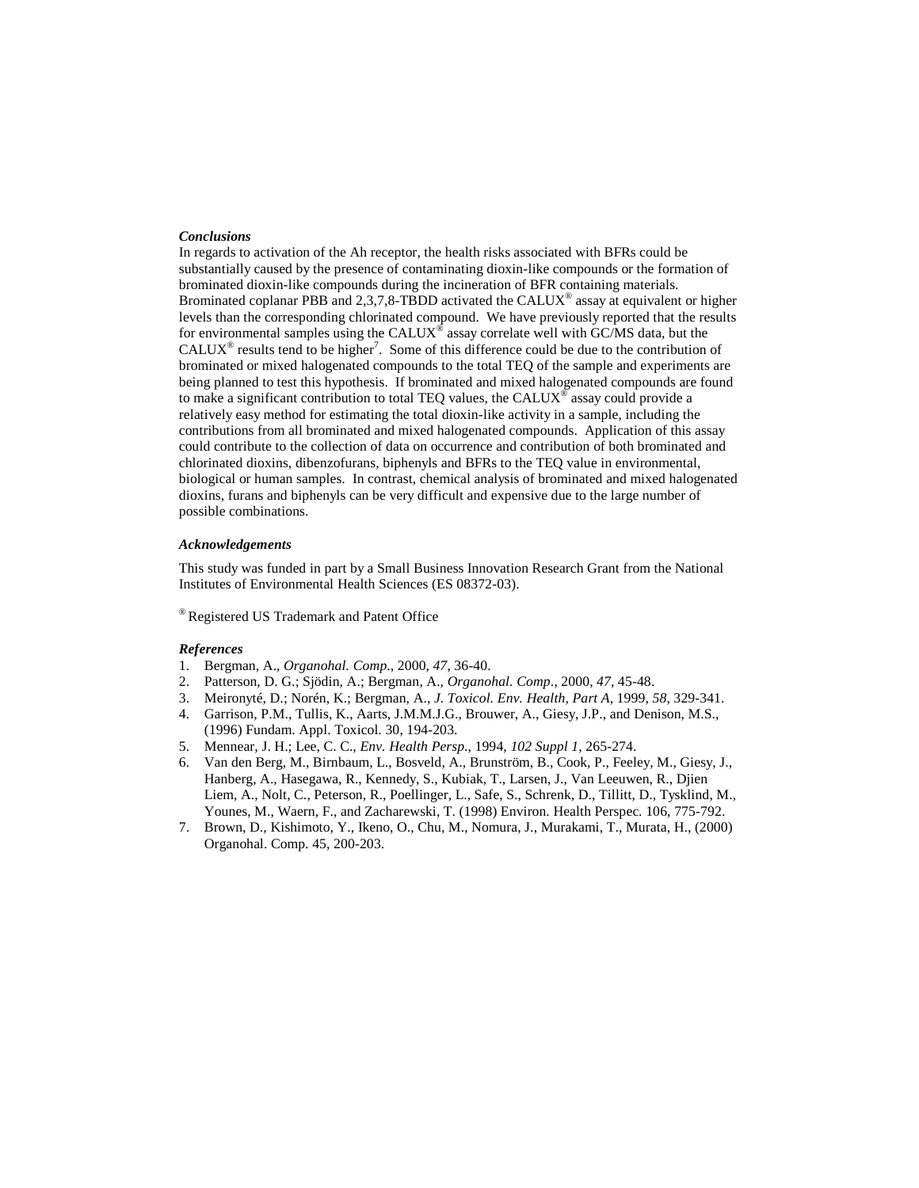### *Conclusions*

In regards to activation of the Ah receptor, the health risks associated with BFRs could be substantially caused by the presence of contaminating dioxin-like compounds or the formation of brominated dioxin-like compounds during the incineration of BFR containing materials. Brominated coplanar PBB and 2,3,7,8-TBDD activated the CALUX® assay at equivalent or higher levels than the corresponding chlorinated compound. We have previously reported that the results for environmental samples using the CALUX® assay correlate well with GC/MS data, but the CALUX® results tend to be higher[7]. Some of this difference could be due to the contribution of brominated or mixed halogenated compounds to the total TEQ of the sample and experiments are being planned to test this hypothesis. If brominated and mixed halogenated compounds are found to make a significant contribution to total TEQ values, the CALUX® assay could provide a relatively easy method for estimating the total dioxin-like activity in a sample, including the contributions from all brominated and mixed halogenated compounds. Application of this assay could contribute to the collection of data on occurrence and contribution of both brominated and chlorinated dioxins, dibenzofurans, biphenyls and BFRs to the TEQ value in environmental, biological or human samples. In contrast, chemical analysis of brominated and mixed halogenated dioxins, furans and biphenyls can be very difficult and expensive due to the large number of possible combinations.

### *Acknowledgements*

This study was funded in part by a Small Business Innovation Research Grant from the National Institutes of Environmental Health Sciences (ES 08372-03).

® Registered US Trademark and Patent Office

### *References*

1. Bergman, A., *Organohal. Comp*., 2000, *47*, 36-40.
2. Patterson, D. G.; Sjödin, A.; Bergman, A., *Organohal. Comp*., 2000, *47*, 45-48.
3. Meironyté, D.; Norén, K.; Bergman, A., *J. Toxicol. Env. Health, Part A*, 1999, *58*, 329-341.
4. Garrison, P.M., Tullis, K., Aarts, J.M.M.J.G., Brouwer, A., Giesy, J.P., and Denison, M.S., (1996) Fundam. Appl. Toxicol. 30, 194-203.
5. Mennear, J. H.; Lee, C. C., *Env. Health Persp*., 1994, *102 Suppl 1*, 265-274.
6. Van den Berg, M., Birnbaum, L., Bosveld, A., Brunström, B., Cook, P., Feeley, M., Giesy, J., Hanberg, A., Hasegawa, R., Kennedy, S., Kubiak, T., Larsen, J., Van Leeuwen, R., Djien Liem, A., Nolt, C., Peterson, R., Poellinger, L., Safe, S., Schrenk, D., Tillitt, D., Tysklind, M., Younes, M., Waern, F., and Zacharewski, T. (1998) Environ. Health Perspec. 106, 775-792.
7. Brown, D., Kishimoto, Y., Ikeno, O., Chu, M., Nomura, J., Murakami, T., Murata, H., (2000) Organohal. Comp. 45, 200-203.